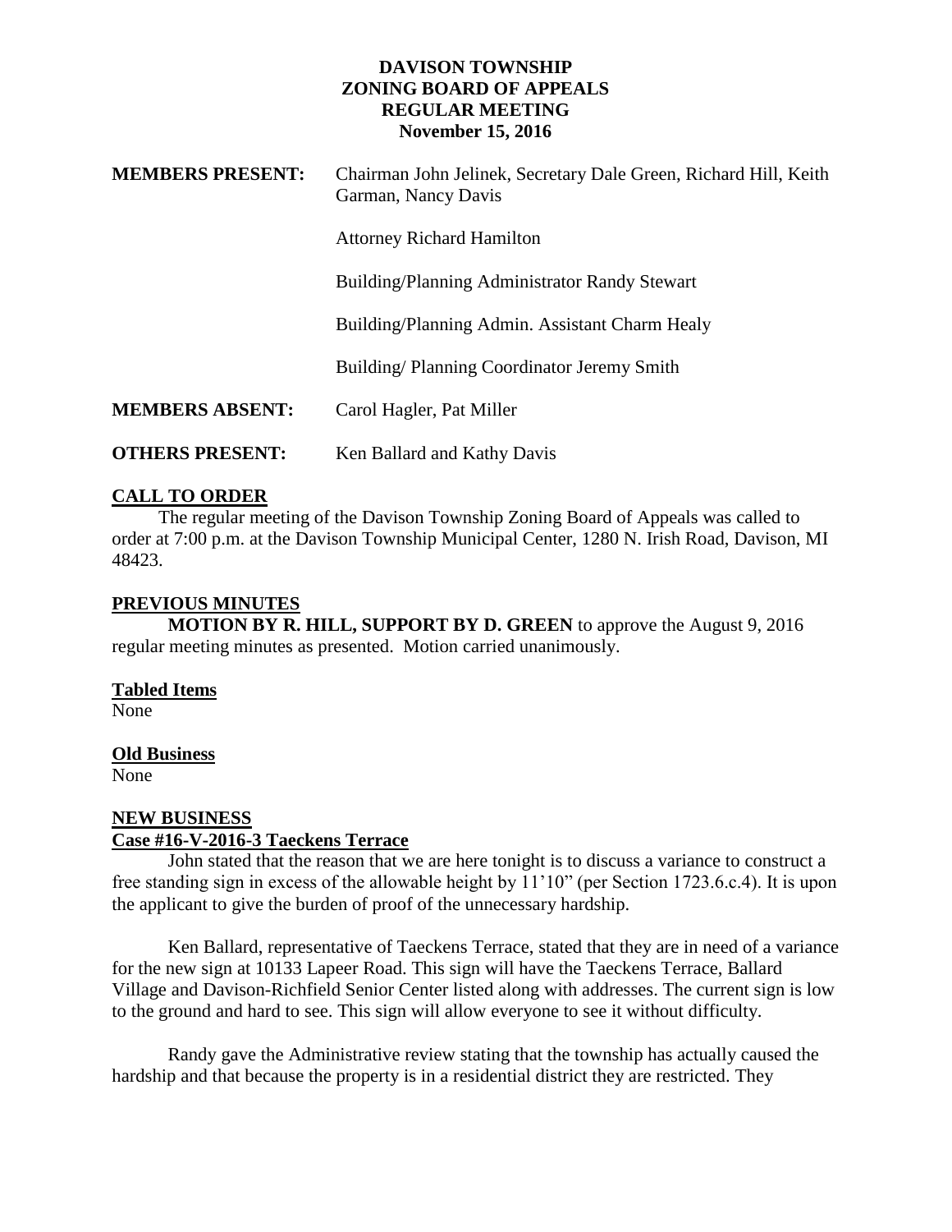# DAVISON TOWNSHIP
## ZONING BOARD OF APPEALS
## REGULAR MEETING
### November 15, 2016

**MEMBERS PRESENT:** Chairman John Jelinek, Secretary Dale Green, Richard Hill, Keith Garman, Nancy Davis

Attorney Richard Hamilton

Building/Planning Administrator Randy Stewart

Building/Planning Admin. Assistant Charm Healy

Building/ Planning Coordinator Jeremy Smith

**MEMBERS ABSENT:** Carol Hagler, Pat Miller

**OTHERS PRESENT:** Ken Ballard and Kathy Davis

**CALL TO ORDER**

The regular meeting of the Davison Township Zoning Board of Appeals was called to order at 7:00 p.m. at the Davison Township Municipal Center, 1280 N. Irish Road, Davison, MI 48423.

**PREVIOUS MINUTES**

**MOTION BY R. HILL, SUPPORT BY D. GREEN** to approve the August 9, 2016 regular meeting minutes as presented. Motion carried unanimously.

**Tabled Items**

None

**Old Business**

None

**NEW BUSINESS**

**Case #16-V-2016-3 Taeckens Terrace**

John stated that the reason that we are here tonight is to discuss a variance to construct a free standing sign in excess of the allowable height by 11'10" (per Section 1723.6.c.4). It is upon the applicant to give the burden of proof of the unnecessary hardship.

Ken Ballard, representative of Taeckens Terrace, stated that they are in need of a variance for the new sign at 10133 Lapeer Road. This sign will have the Taeckens Terrace, Ballard Village and Davison-Richfield Senior Center listed along with addresses. The current sign is low to the ground and hard to see. This sign will allow everyone to see it without difficulty.

Randy gave the Administrative review stating that the township has actually caused the hardship and that because the property is in a residential district they are restricted. They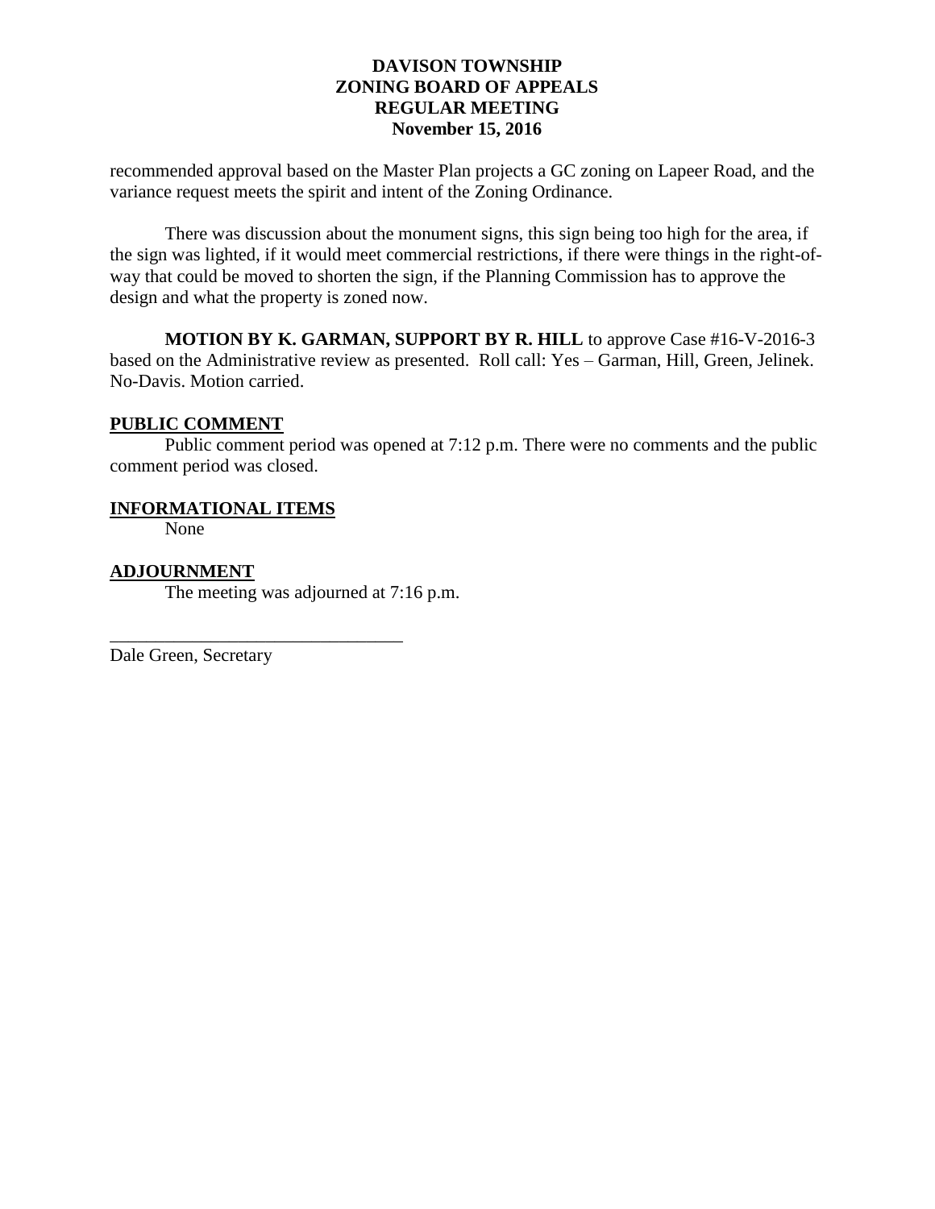recommended approval based on the Master Plan projects a GC zoning on Lapeer Road, and the variance request meets the spirit and intent of the Zoning Ordinance.

There was discussion about the monument signs, this sign being too high for the area, if the sign was lighted, if it would meet commercial restrictions, if there were things in the right-of-way that could be moved to shorten the sign, if the Planning Commission has to approve the design and what the property is zoned now.

**MOTION BY K. GARMAN, SUPPORT BY R. HILL** to approve Case #16-V-2016-3 based on the Administrative review as presented. Roll call: Yes – Garman, Hill, Green, Jelinek. No-Davis. Motion carried.

## PUBLIC COMMENT

Public comment period was opened at 7:12 p.m. There were no comments and the public comment period was closed.

## INFORMATIONAL ITEMS

None

## ADJOURNMENT

The meeting was adjourned at 7:16 p.m.

________________________________

Dale Green, Secretary